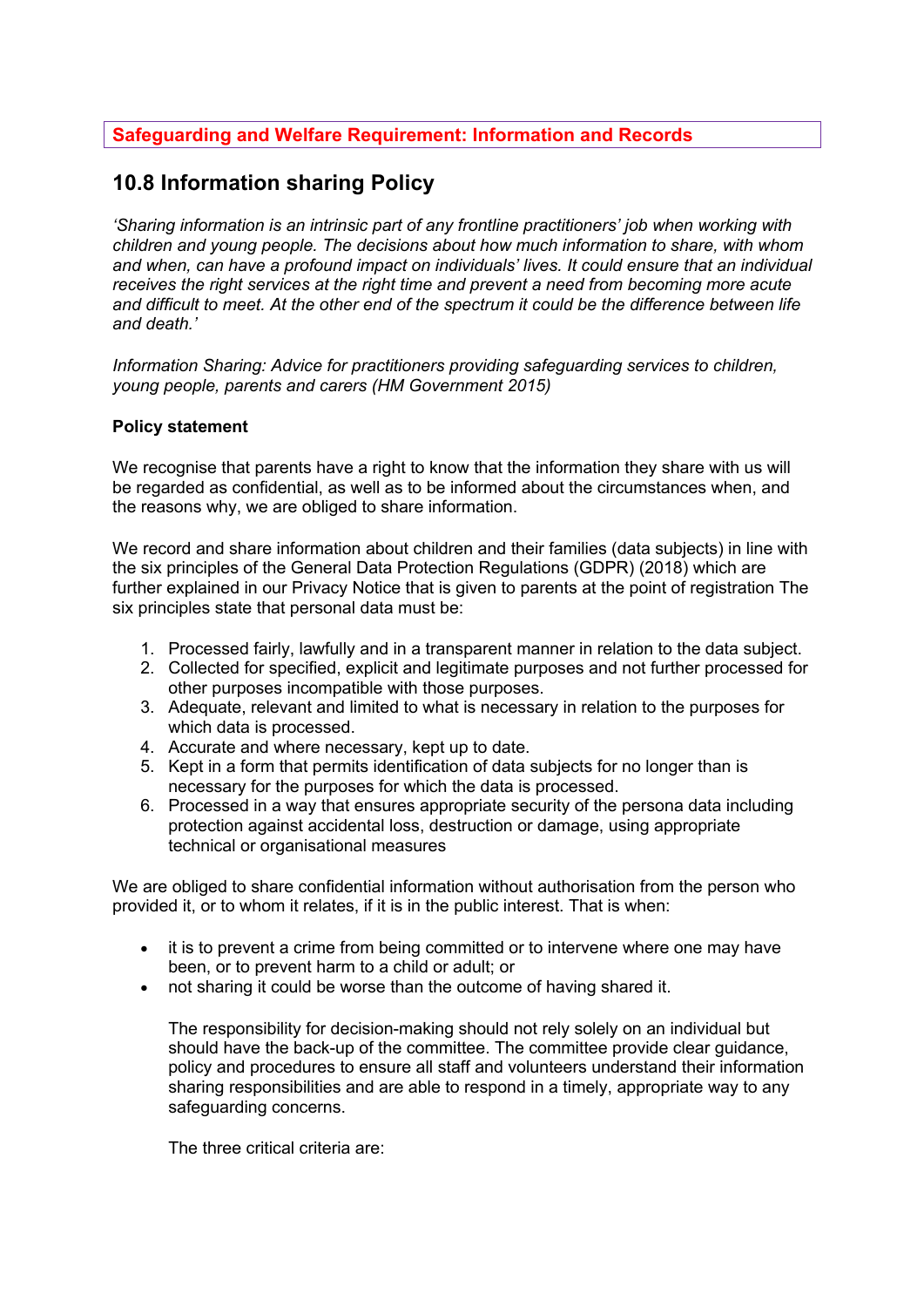**Safeguarding and Welfare Requirement: Information and Records**

## 10.8 Information sharing Policy

*'Sharing information is an intrinsic part of any frontline practitioners' job when working with children and young people. The decisions about how much information to share, with whom and when, can have a profound impact on individuals' lives. It could ensure that an individual receives the right services at the right time and prevent a need from becoming more acute and difficult to meet. At the other end of the spectrum it could be the difference between life and death.'*

*Information Sharing: Advice for practitioners providing safeguarding services to children, young people, parents and carers (HM Government 2015)*

**Policy statement**

We recognise that parents have a right to know that the information they share with us will be regarded as confidential, as well as to be informed about the circumstances when, and the reasons why, we are obliged to share information.

We record and share information about children and their families (data subjects) in line with the six principles of the General Data Protection Regulations (GDPR) (2018) which are further explained in our Privacy Notice that is given to parents at the point of registration The six principles state that personal data must be:

1. Processed fairly, lawfully and in a transparent manner in relation to the data subject.
2. Collected for specified, explicit and legitimate purposes and not further processed for other purposes incompatible with those purposes.
3. Adequate, relevant and limited to what is necessary in relation to the purposes for which data is processed.
4. Accurate and where necessary, kept up to date.
5. Kept in a form that permits identification of data subjects for no longer than is necessary for the purposes for which the data is processed.
6. Processed in a way that ensures appropriate security of the persona data including protection against accidental loss, destruction or damage, using appropriate technical or organisational measures

We are obliged to share confidential information without authorisation from the person who provided it, or to whom it relates, if it is in the public interest. That is when:

- it is to prevent a crime from being committed or to intervene where one may have been, or to prevent harm to a child or adult; or
- not sharing it could be worse than the outcome of having shared it.

  The responsibility for decision-making should not rely solely on an individual but should have the back-up of the committee. The committee provide clear guidance, policy and procedures to ensure all staff and volunteers understand their information sharing responsibilities and are able to respond in a timely, appropriate way to any safeguarding concerns.

  The three critical criteria are: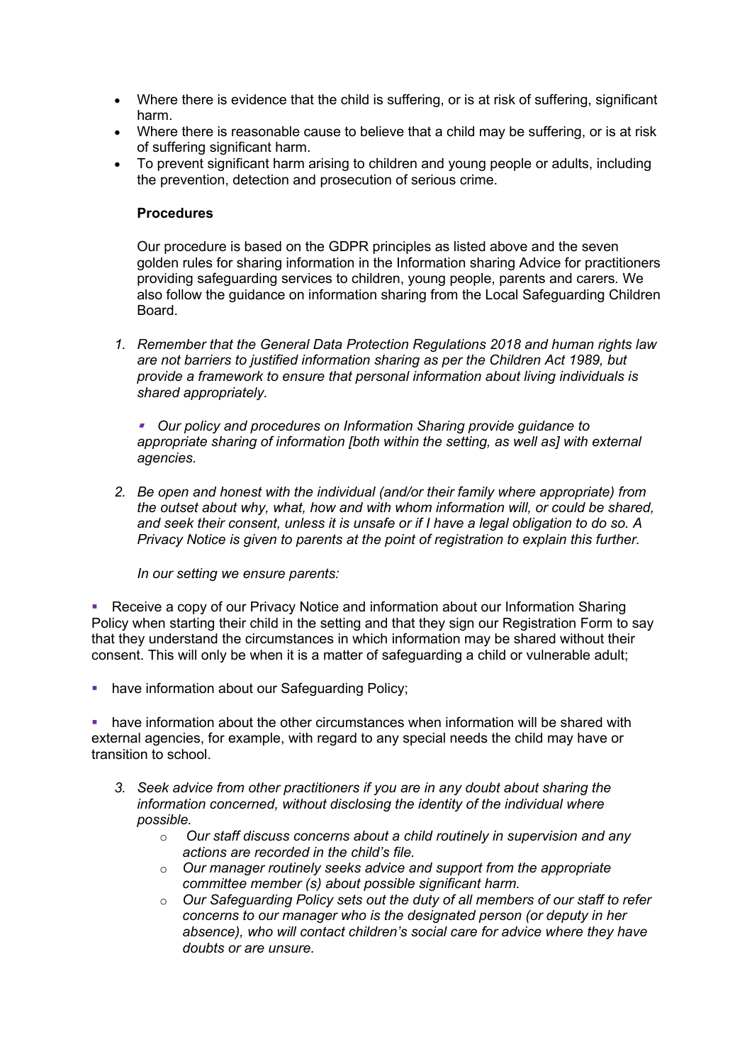- Where there is evidence that the child is suffering, or is at risk of suffering, significant harm.
- Where there is reasonable cause to believe that a child may be suffering, or is at risk of suffering significant harm.
- To prevent significant harm arising to children and young people or adults, including the prevention, detection and prosecution of serious crime.

**Procedures**

Our procedure is based on the GDPR principles as listed above and the seven golden rules for sharing information in the Information sharing Advice for practitioners providing safeguarding services to children, young people, parents and carers*.* We also follow the guidance on information sharing from the Local Safeguarding Children Board.

1. *Remember that the General Data Protection Regulations 2018 and human rights law are not barriers to justified information sharing as per the Children Act 1989, but provide a framework to ensure that personal information about living individuals is shared appropriately.*

   - *Our policy and procedures on Information Sharing provide guidance to appropriate sharing of information [both within the setting, as well as] with external agencies.*

2. *Be open and honest with the individual (and/or their family where appropriate) from the outset about why, what, how and with whom information will, or could be shared, and seek their consent, unless it is unsafe or if I have a legal obligation to do so. A Privacy Notice is given to parents at the point of registration to explain this further.*

   *In our setting we ensure parents:*

- Receive a copy of our Privacy Notice and information about our Information Sharing Policy when starting their child in the setting and that they sign our Registration Form to say that they understand the circumstances in which information may be shared without their consent. This will only be when it is a matter of safeguarding a child or vulnerable adult;
- have information about our Safeguarding Policy;
- have information about the other circumstances when information will be shared with external agencies, for example, with regard to any special needs the child may have or transition to school.

3. *Seek advice from other practitioners if you are in any doubt about sharing the information concerned, without disclosing the identity of the individual where possible.*
   - *Our staff discuss concerns about a child routinely in supervision and any actions are recorded in the child's file.*
   - *Our manager routinely seeks advice and support from the appropriate committee member (s) about possible significant harm.*
   - *Our Safeguarding Policy sets out the duty of all members of our staff to refer concerns to our manager who is the designated person (or deputy in her absence), who will contact children's social care for advice where they have doubts or are unsure.*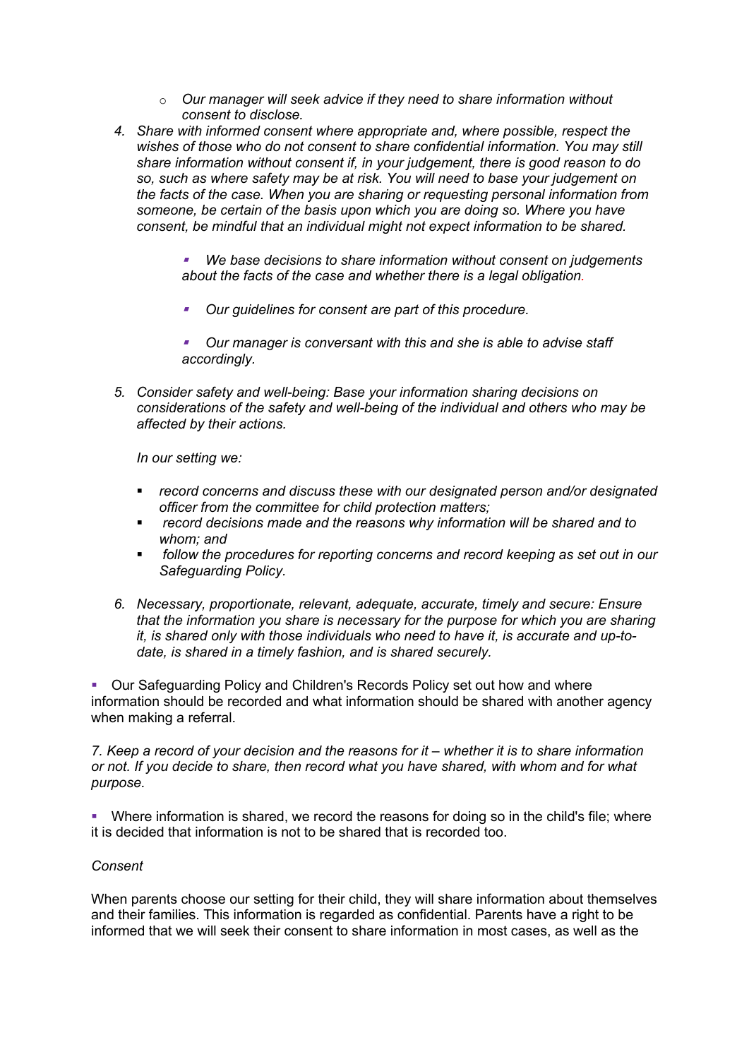- *Our manager will seek advice if they need to share information without consent to disclose.*

4. *Share with informed consent where appropriate and, where possible, respect the wishes of those who do not consent to share confidential information. You may still share information without consent if, in your judgement, there is good reason to do so, such as where safety may be at risk. You will need to base your judgement on the facts of the case. When you are sharing or requesting personal information from someone, be certain of the basis upon which you are doing so. Where you have consent, be mindful that an individual might not expect information to be shared.*

   - *We base decisions to share information without consent on judgements about the facts of the case and whether there is a legal obligation.*
   - *Our guidelines for consent are part of this procedure.*
   - *Our manager is conversant with this and she is able to advise staff accordingly.*

5. *Consider safety and well-being: Base your information sharing decisions on considerations of the safety and well-being of the individual and others who may be affected by their actions.*

   *In our setting we:*

   - *record concerns and discuss these with our designated person and/or designated officer from the committee for child protection matters;*
   - *record decisions made and the reasons why information will be shared and to whom; and*
   - *follow the procedures for reporting concerns and record keeping as set out in our Safeguarding Policy.*

6. *Necessary, proportionate, relevant, adequate, accurate, timely and secure: Ensure that the information you share is necessary for the purpose for which you are sharing it, is shared only with those individuals who need to have it, is accurate and up-to-date, is shared in a timely fashion, and is shared securely.*

- Our Safeguarding Policy and Children's Records Policy set out how and where information should be recorded and what information should be shared with another agency when making a referral.

*7. Keep a record of your decision and the reasons for it – whether it is to share information or not. If you decide to share, then record what you have shared, with whom and for what purpose.*

- Where information is shared, we record the reasons for doing so in the child's file; where it is decided that information is not to be shared that is recorded too.

*Consent*

When parents choose our setting for their child, they will share information about themselves and their families. This information is regarded as confidential. Parents have a right to be informed that we will seek their consent to share information in most cases, as well as the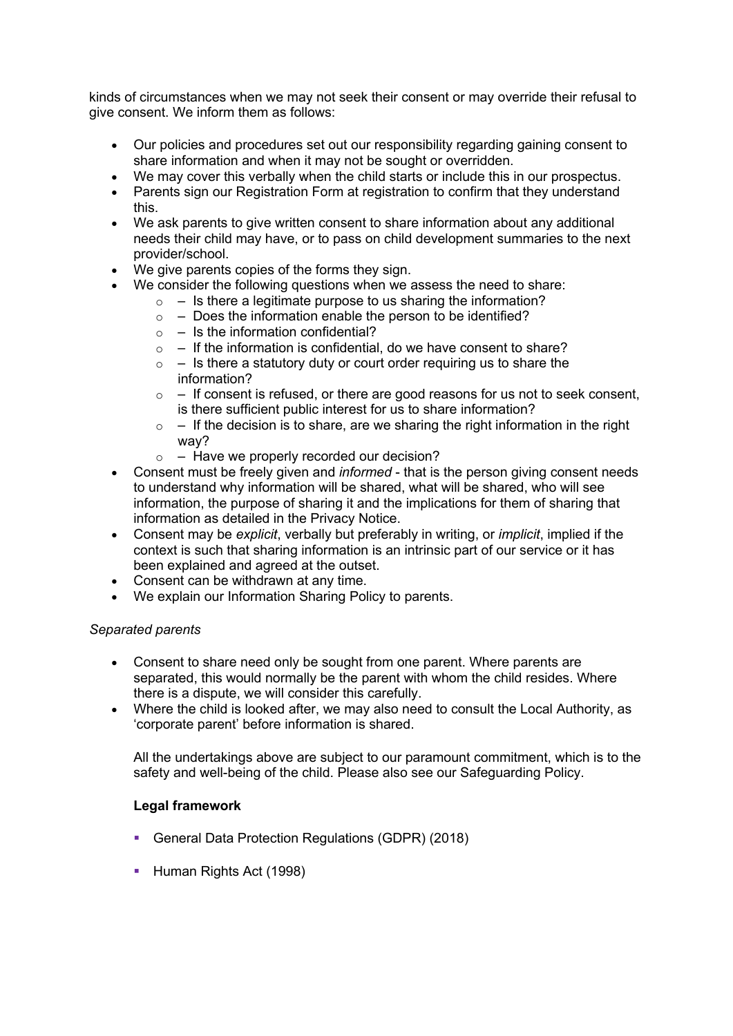kinds of circumstances when we may not seek their consent or may override their refusal to give consent. We inform them as follows:

- Our policies and procedures set out our responsibility regarding gaining consent to share information and when it may not be sought or overridden.
- We may cover this verbally when the child starts or include this in our prospectus.
- Parents sign our Registration Form at registration to confirm that they understand this.
- We ask parents to give written consent to share information about any additional needs their child may have, or to pass on child development summaries to the next provider/school.
- We give parents copies of the forms they sign.
- We consider the following questions when we assess the need to share:
  - – Is there a legitimate purpose to us sharing the information?
  - – Does the information enable the person to be identified?
  - – Is the information confidential?
  - – If the information is confidential, do we have consent to share?
  - – Is there a statutory duty or court order requiring us to share the information?
  - – If consent is refused, or there are good reasons for us not to seek consent, is there sufficient public interest for us to share information?
  - – If the decision is to share, are we sharing the right information in the right way?
  - – Have we properly recorded our decision?
- Consent must be freely given and *informed* - that is the person giving consent needs to understand why information will be shared, what will be shared, who will see information, the purpose of sharing it and the implications for them of sharing that information as detailed in the Privacy Notice.
- Consent may be *explicit*, verbally but preferably in writing, or *implicit*, implied if the context is such that sharing information is an intrinsic part of our service or it has been explained and agreed at the outset.
- Consent can be withdrawn at any time.
- We explain our Information Sharing Policy to parents.

*Separated parents*

- Consent to share need only be sought from one parent. Where parents are separated, this would normally be the parent with whom the child resides. Where there is a dispute, we will consider this carefully.
- Where the child is looked after, we may also need to consult the Local Authority, as 'corporate parent' before information is shared.

All the undertakings above are subject to our paramount commitment, which is to the safety and well-being of the child. Please also see our Safeguarding Policy.

**Legal framework**

- General Data Protection Regulations (GDPR) (2018)
- Human Rights Act (1998)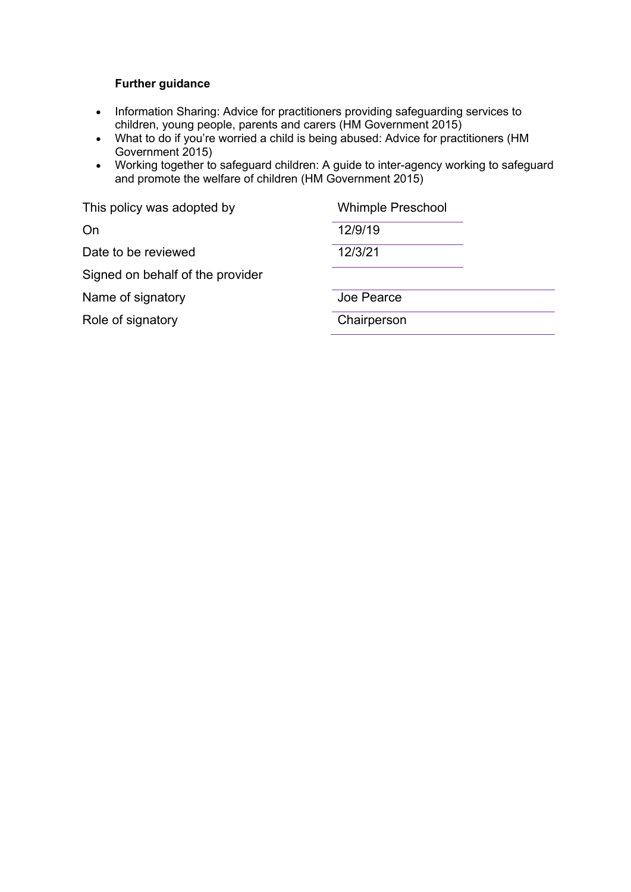**Further guidance**

- Information Sharing: Advice for practitioners providing safeguarding services to children, young people, parents and carers (HM Government 2015)
- What to do if you're worried a child is being abused: Advice for practitioners (HM Government 2015)
- Working together to safeguard children: A guide to inter-agency working to safeguard and promote the welfare of children (HM Government 2015)

| | |
|---|---|
| This policy was adopted by | Whimple Preschool |
| On | 12/9/19 |
| Date to be reviewed | 12/3/21 |
| Signed on behalf of the provider | |
| Name of signatory | Joe Pearce |
| Role of signatory | Chairperson |